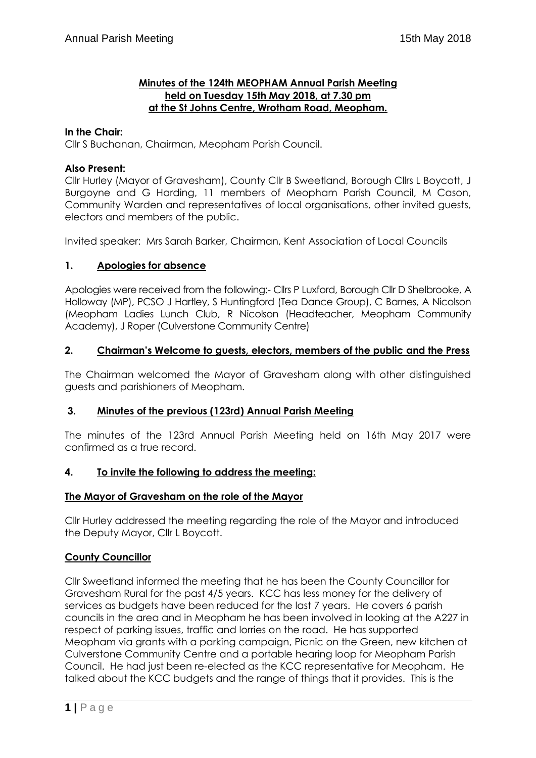**Minutes of the 124th MEOPHAM Annual Parish Meeting held on Tuesday 15th May 2018, at 7.30 pm at the St Johns Centre, Wrotham Road, Meopham.**

**In the Chair:**
Cllr S Buchanan, Chairman, Meopham Parish Council.

**Also Present:**
Cllr Hurley (Mayor of Gravesham), County Cllr B Sweetland, Borough Cllrs L Boycott, J Burgoyne and G Harding, 11 members of Meopham Parish Council, M Cason, Community Warden and representatives of local organisations, other invited guests, electors and members of the public.

Invited speaker: Mrs Sarah Barker, Chairman, Kent Association of Local Councils

## 1. Apologies for absence

Apologies were received from the following:- Cllrs P Luxford, Borough Cllr D Shelbrooke, A Holloway (MP), PCSO J Hartley, S Huntingford (Tea Dance Group), C Barnes, A Nicolson (Meopham Ladies Lunch Club, R Nicolson (Headteacher, Meopham Community Academy), J Roper (Culverstone Community Centre)

## 2. Chairman's Welcome to guests, electors, members of the public and the Press

The Chairman welcomed the Mayor of Gravesham along with other distinguished guests and parishioners of Meopham.

## 3. Minutes of the previous (123rd) Annual Parish Meeting

The minutes of the 123rd Annual Parish Meeting held on 16th May 2017 were confirmed as a true record.

## 4. To invite the following to address the meeting:

### The Mayor of Gravesham on the role of the Mayor

Cllr Hurley addressed the meeting regarding the role of the Mayor and introduced the Deputy Mayor, Cllr L Boycott.

### County Councillor

Cllr Sweetland informed the meeting that he has been the County Councillor for Gravesham Rural for the past 4/5 years. KCC has less money for the delivery of services as budgets have been reduced for the last 7 years. He covers 6 parish councils in the area and in Meopham he has been involved in looking at the A227 in respect of parking issues, traffic and lorries on the road. He has supported Meopham via grants with a parking campaign, Picnic on the Green, new kitchen at Culverstone Community Centre and a portable hearing loop for Meopham Parish Council. He had just been re-elected as the KCC representative for Meopham. He talked about the KCC budgets and the range of things that it provides. This is the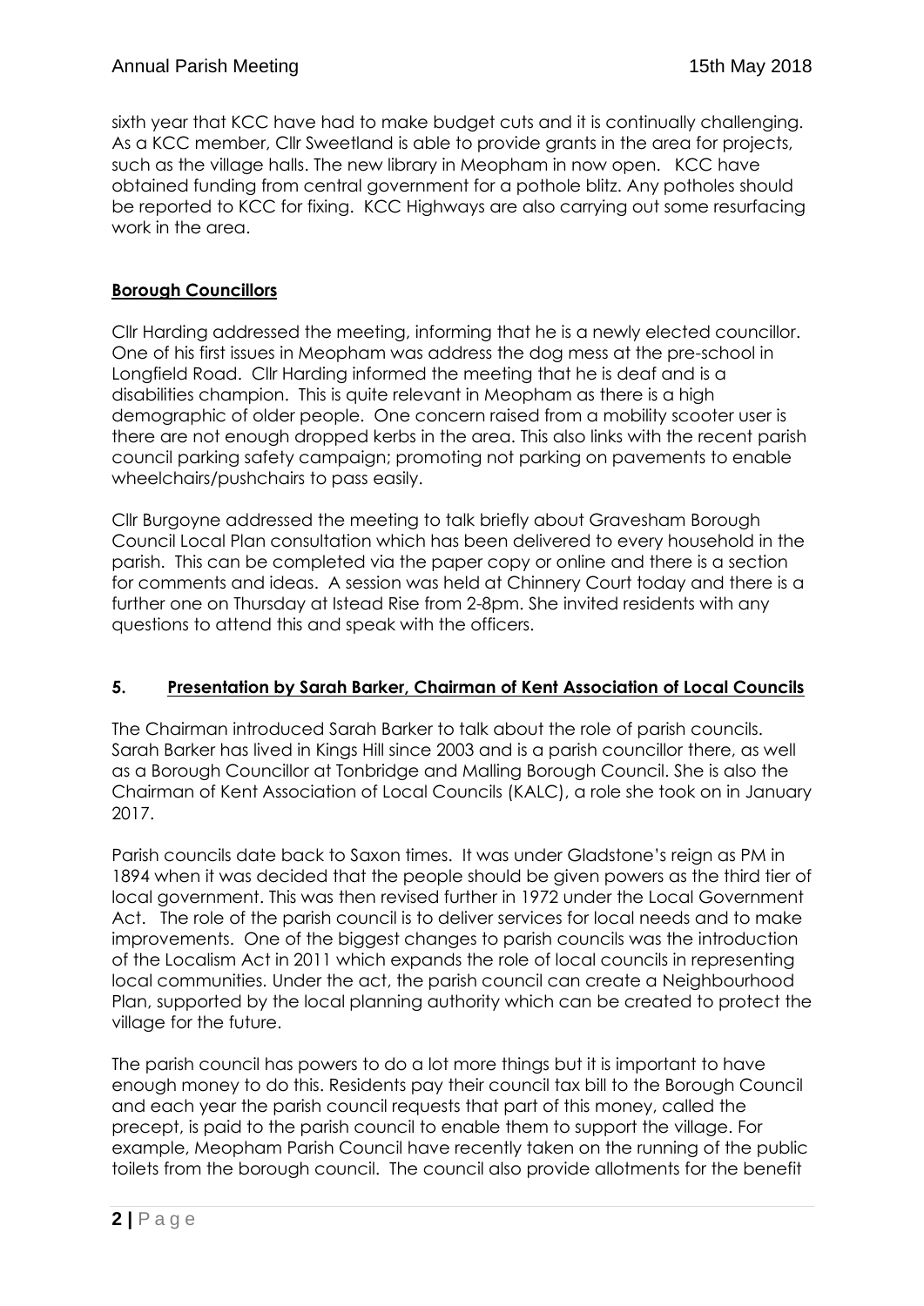sixth year that KCC have had to make budget cuts and it is continually challenging. As a KCC member, Cllr Sweetland is able to provide grants in the area for projects, such as the village halls. The new library in Meopham in now open. KCC have obtained funding from central government for a pothole blitz. Any potholes should be reported to KCC for fixing. KCC Highways are also carrying out some resurfacing work in the area.

**Borough Councillors**

Cllr Harding addressed the meeting, informing that he is a newly elected councillor. One of his first issues in Meopham was address the dog mess at the pre-school in Longfield Road. Cllr Harding informed the meeting that he is deaf and is a disabilities champion. This is quite relevant in Meopham as there is a high demographic of older people. One concern raised from a mobility scooter user is there are not enough dropped kerbs in the area. This also links with the recent parish council parking safety campaign; promoting not parking on pavements to enable wheelchairs/pushchairs to pass easily.

Cllr Burgoyne addressed the meeting to talk briefly about Gravesham Borough Council Local Plan consultation which has been delivered to every household in the parish. This can be completed via the paper copy or online and there is a section for comments and ideas. A session was held at Chinnery Court today and there is a further one on Thursday at Istead Rise from 2-8pm. She invited residents with any questions to attend this and speak with the officers.

## 5. Presentation by Sarah Barker, Chairman of Kent Association of Local Councils

The Chairman introduced Sarah Barker to talk about the role of parish councils. Sarah Barker has lived in Kings Hill since 2003 and is a parish councillor there, as well as a Borough Councillor at Tonbridge and Malling Borough Council. She is also the Chairman of Kent Association of Local Councils (KALC), a role she took on in January 2017.

Parish councils date back to Saxon times. It was under Gladstone's reign as PM in 1894 when it was decided that the people should be given powers as the third tier of local government. This was then revised further in 1972 under the Local Government Act. The role of the parish council is to deliver services for local needs and to make improvements. One of the biggest changes to parish councils was the introduction of the Localism Act in 2011 which expands the role of local councils in representing local communities. Under the act, the parish council can create a Neighbourhood Plan, supported by the local planning authority which can be created to protect the village for the future.

The parish council has powers to do a lot more things but it is important to have enough money to do this. Residents pay their council tax bill to the Borough Council and each year the parish council requests that part of this money, called the precept, is paid to the parish council to enable them to support the village. For example, Meopham Parish Council have recently taken on the running of the public toilets from the borough council. The council also provide allotments for the benefit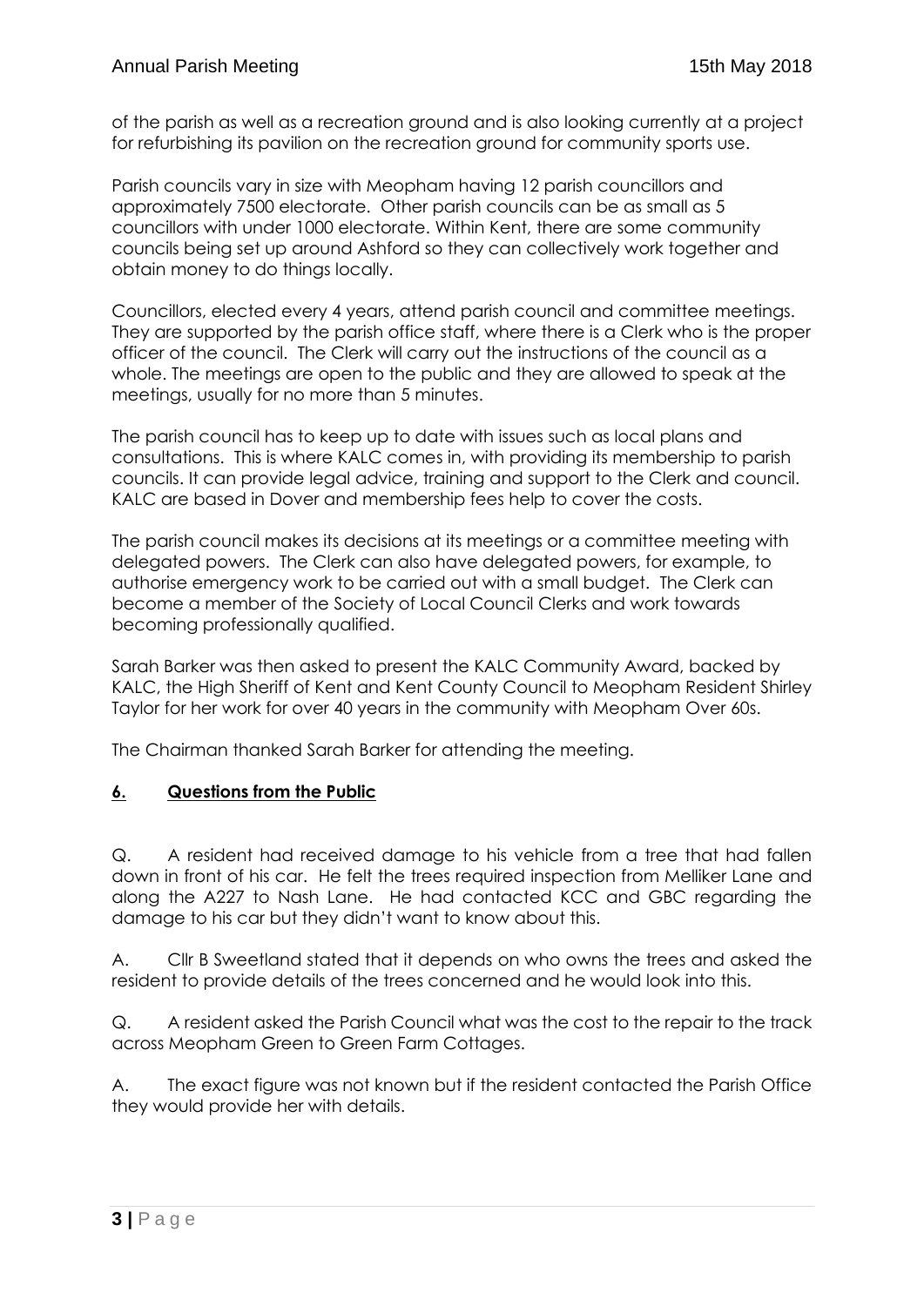of the parish as well as a recreation ground and is also looking currently at a project for refurbishing its pavilion on the recreation ground for community sports use.

Parish councils vary in size with Meopham having 12 parish councillors and approximately 7500 electorate. Other parish councils can be as small as 5 councillors with under 1000 electorate. Within Kent, there are some community councils being set up around Ashford so they can collectively work together and obtain money to do things locally.

Councillors, elected every 4 years, attend parish council and committee meetings. They are supported by the parish office staff, where there is a Clerk who is the proper officer of the council. The Clerk will carry out the instructions of the council as a whole. The meetings are open to the public and they are allowed to speak at the meetings, usually for no more than 5 minutes.

The parish council has to keep up to date with issues such as local plans and consultations. This is where KALC comes in, with providing its membership to parish councils. It can provide legal advice, training and support to the Clerk and council. KALC are based in Dover and membership fees help to cover the costs.

The parish council makes its decisions at its meetings or a committee meeting with delegated powers. The Clerk can also have delegated powers, for example, to authorise emergency work to be carried out with a small budget. The Clerk can become a member of the Society of Local Council Clerks and work towards becoming professionally qualified.

Sarah Barker was then asked to present the KALC Community Award, backed by KALC, the High Sheriff of Kent and Kent County Council to Meopham Resident Shirley Taylor for her work for over 40 years in the community with Meopham Over 60s.

The Chairman thanked Sarah Barker for attending the meeting.

## 6. Questions from the Public

Q. A resident had received damage to his vehicle from a tree that had fallen down in front of his car. He felt the trees required inspection from Melliker Lane and along the A227 to Nash Lane. He had contacted KCC and GBC regarding the damage to his car but they didn't want to know about this.

A. Cllr B Sweetland stated that it depends on who owns the trees and asked the resident to provide details of the trees concerned and he would look into this.

Q. A resident asked the Parish Council what was the cost to the repair to the track across Meopham Green to Green Farm Cottages.

A. The exact figure was not known but if the resident contacted the Parish Office they would provide her with details.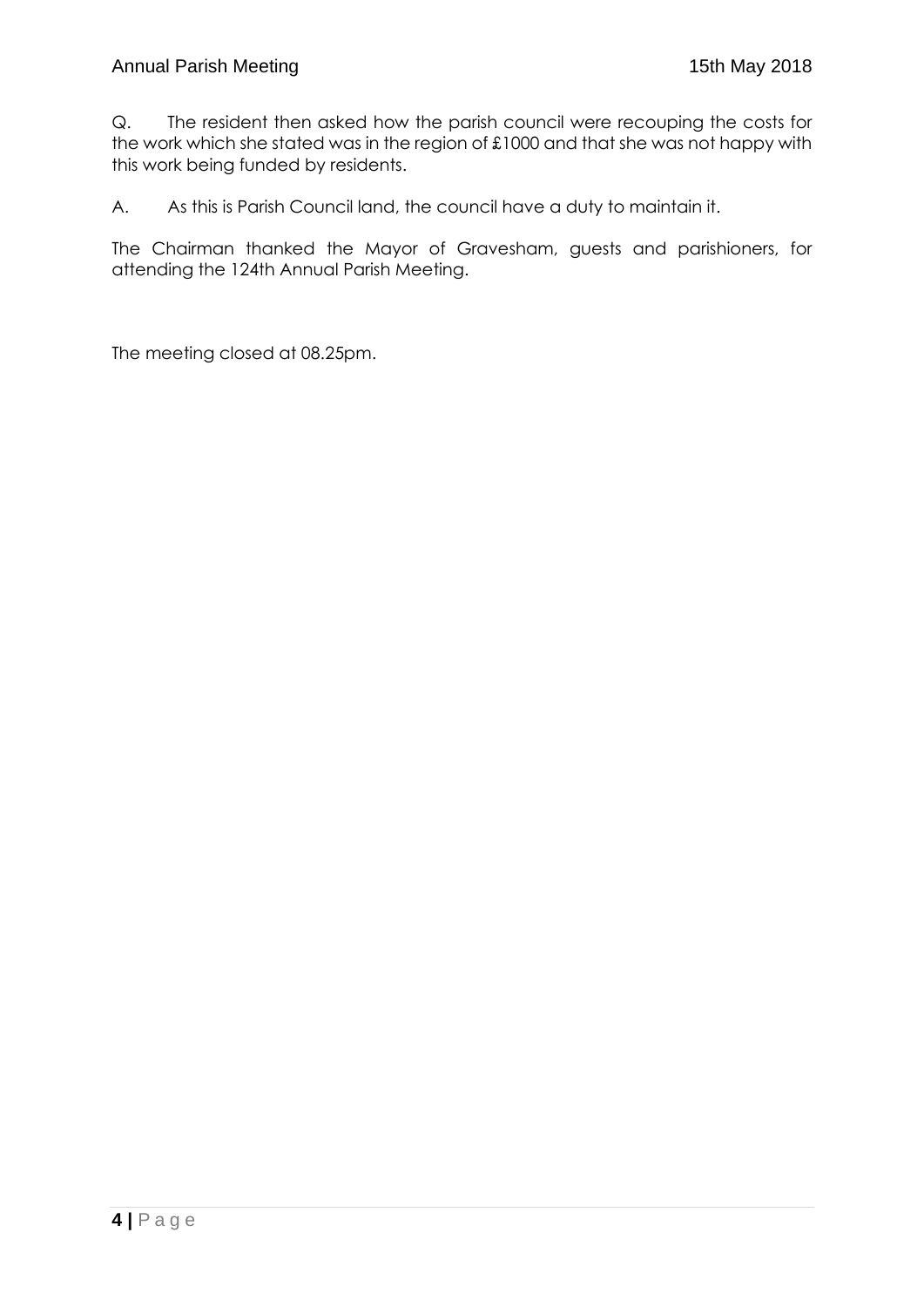Q. The resident then asked how the parish council were recouping the costs for the work which she stated was in the region of £1000 and that she was not happy with this work being funded by residents.

A. As this is Parish Council land, the council have a duty to maintain it.

The Chairman thanked the Mayor of Gravesham, guests and parishioners, for attending the 124th Annual Parish Meeting.

The meeting closed at 08.25pm.